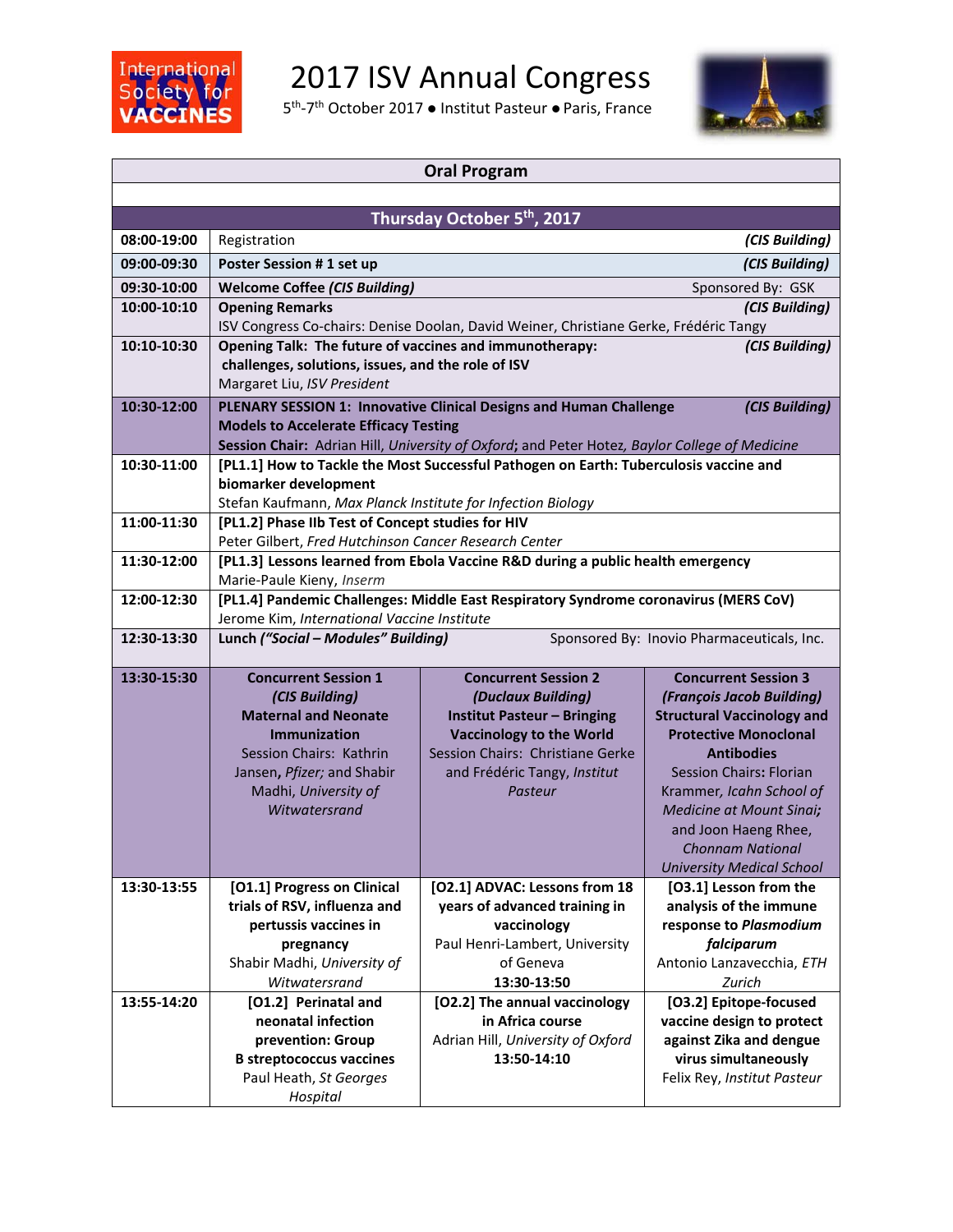# 2017 ISV Annual Congress

5th-7th October 2017 ● Institut Pasteur ● Paris, France

## Oral Program

### Thursday October 5th, 2017

| | | | |
|---|---|---|---|
| 08:00-19:00 | Registration *(CIS Building)* | | |
| 09:00-09:30 | **Poster Session # 1 set up** ***(CIS Building)*** | | |
| 09:30-10:00 | **Welcome Coffee *(CIS Building)*** Sponsored By: GSK | | |
| 10:00-10:10 | **Opening Remarks** ***(CIS Building)*** ISV Congress Co-chairs: Denise Doolan, David Weiner, Christiane Gerke, Frédéric Tangy | | |
| 10:10-10:30 | **Opening Talk: The future of vaccines and immunotherapy: challenges, solutions, issues, and the role of ISV** ***(CIS Building)*** Margaret Liu, *ISV President* | | |
| 10:30-12:00 | **PLENARY SESSION 1: Innovative Clinical Designs and Human Challenge Models to Accelerate Efficacy Testing** ***(CIS Building)*** **Session Chair:** Adrian Hill, *University of Oxford*; and Peter Hotez, *Baylor College of Medicine* | | |
| 10:30-11:00 | **[PL1.1] How to Tackle the Most Successful Pathogen on Earth: Tuberculosis vaccine and biomarker development** Stefan Kaufmann, *Max Planck Institute for Infection Biology* | | |
| 11:00-11:30 | **[PL1.2] Phase IIb Test of Concept studies for HIV** Peter Gilbert, *Fred Hutchinson Cancer Research Center* | | |
| 11:30-12:00 | **[PL1.3] Lessons learned from Ebola Vaccine R&D during a public health emergency** Marie-Paule Kieny, *Inserm* | | |
| 12:00-12:30 | **[PL1.4] Pandemic Challenges: Middle East Respiratory Syndrome coronavirus (MERS CoV)** Jerome Kim, *International Vaccine Institute* | | |
| 12:30-13:30 | **Lunch *("Social – Modules" Building)*** Sponsored By: Inovio Pharmaceuticals, Inc. | | |
| 13:30-15:30 | **Concurrent Session 1** ***(CIS Building)*** **Maternal and Neonate Immunization** Session Chairs: Kathrin Jansen, *Pfizer;* and Shabir Madhi, *University of Witwatersrand* | **Concurrent Session 2** ***(Duclaux Building)*** **Institut Pasteur – Bringing Vaccinology to the World** Session Chairs: Christiane Gerke and Frédéric Tangy, *Institut Pasteur* | **Concurrent Session 3** ***(François Jacob Building)*** **Structural Vaccinology and Protective Monoclonal Antibodies** Session Chairs: Florian Krammer, *Icahn School of Medicine at Mount Sinai;* and Joon Haeng Rhee, *Chonnam National University Medical School* |
| 13:30-13:55 | **[O1.1] Progress on Clinical trials of RSV, influenza and pertussis vaccines in pregnancy** Shabir Madhi, *University of Witwatersrand* | **[O2.1] ADVAC: Lessons from 18 years of advanced training in vaccinology** Paul Henri-Lambert, University of Geneva **13:30-13:50** | **[O3.1] Lesson from the analysis of the immune response to *Plasmodium falciparum*** Antonio Lanzavecchia, *ETH Zurich* |
| 13:55-14:20 | **[O1.2] Perinatal and neonatal infection prevention: Group B streptococcus vaccines** Paul Heath, *St Georges Hospital* | **[O2.2] The annual vaccinology in Africa course** Adrian Hill, *University of Oxford* **13:50-14:10** | **[O3.2] Epitope-focused vaccine design to protect against Zika and dengue virus simultaneously** Felix Rey, *Institut Pasteur* |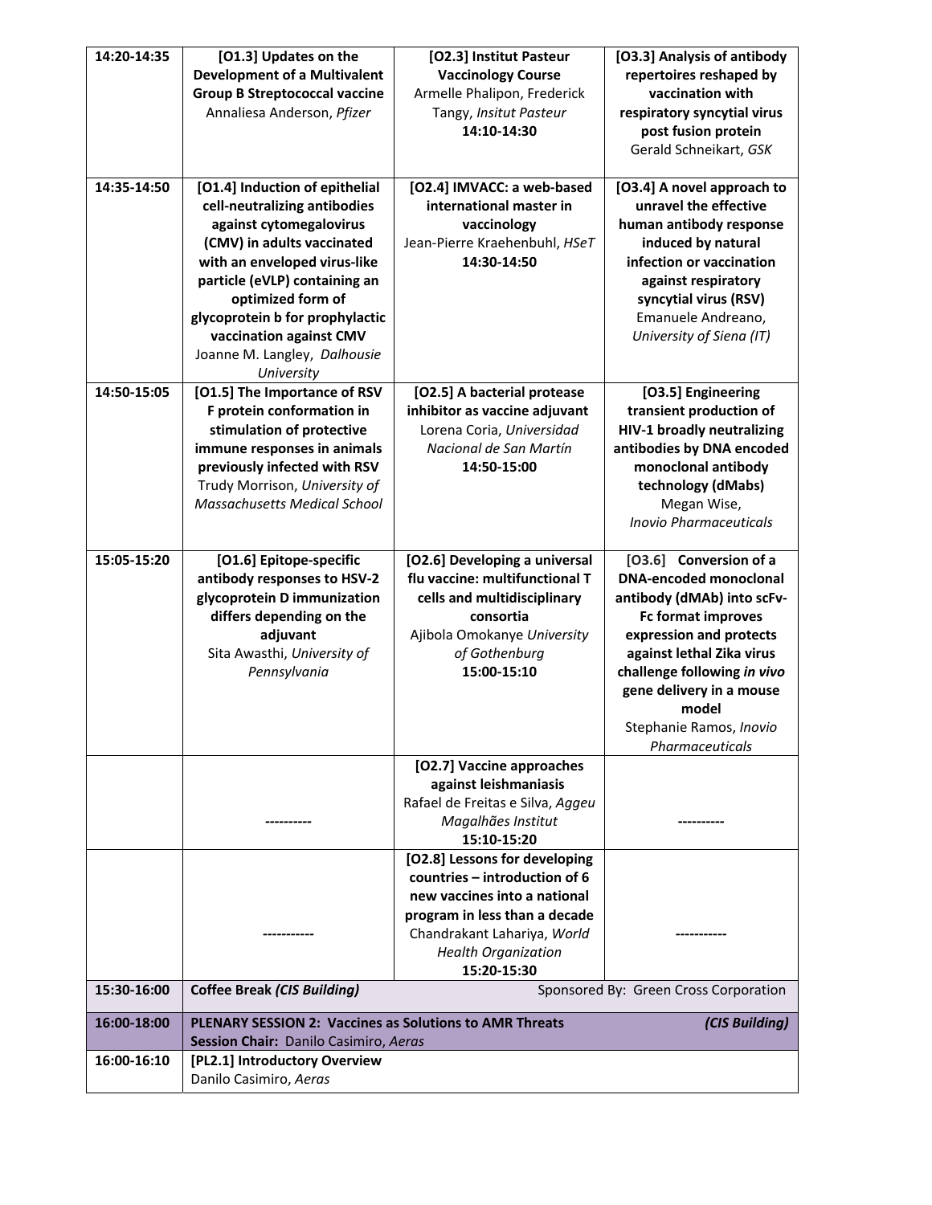| | | | |
|---|---|---|---|
| 14:20-14:35 | **[O1.3] Updates on the Development of a Multivalent Group B Streptococcal vaccine** Annaliesa Anderson, *Pfizer* | **[O2.3] Institut Pasteur Vaccinology Course** Armelle Phalipon, Frederick Tangy, *Insitut Pasteur* **14:10-14:30** | **[O3.3] Analysis of antibody repertoires reshaped by vaccination with respiratory syncytial virus post fusion protein** Gerald Schneikart, *GSK* |
| 14:35-14:50 | **[O1.4] Induction of epithelial cell-neutralizing antibodies against cytomegalovirus (CMV) in adults vaccinated with an enveloped virus-like particle (eVLP) containing an optimized form of glycoprotein b for prophylactic vaccination against CMV** Joanne M. Langley, *Dalhousie University* | **[O2.4] IMVACC: a web-based international master in vaccinology** Jean-Pierre Kraehenbuhl, *HSeT* **14:30-14:50** | **[O3.4] A novel approach to unravel the effective human antibody response induced by natural infection or vaccination against respiratory syncytial virus (RSV)** Emanuele Andreano, *University of Siena (IT)* |
| 14:50-15:05 | **[O1.5] The Importance of RSV F protein conformation in stimulation of protective immune responses in animals previously infected with RSV** Trudy Morrison, *University of Massachusetts Medical School* | **[O2.5] A bacterial protease inhibitor as vaccine adjuvant** Lorena Coria, *Universidad Nacional de San Martín* **14:50-15:00** | **[O3.5] Engineering transient production of HIV-1 broadly neutralizing antibodies by DNA encoded monoclonal antibody technology (dMabs)** Megan Wise, *Inovio Pharmaceuticals* |
| 15:05-15:20 | **[O1.6] Epitope-specific antibody responses to HSV-2 glycoprotein D immunization differs depending on the adjuvant** Sita Awasthi, *University of Pennsylvania* | **[O2.6] Developing a universal flu vaccine: multifunctional T cells and multidisciplinary consortia** Ajibola Omokanye *University of Gothenburg* **15:00-15:10** | [O3.6] **Conversion of a DNA-encoded monoclonal antibody (dMAb) into scFv-Fc format improves expression and protects against lethal Zika virus challenge following *in vivo* gene delivery in a mouse model** Stephanie Ramos, *Inovio Pharmaceuticals* |
| | ---------- | **[O2.7] Vaccine approaches against leishmaniasis** Rafael de Freitas e Silva, *Aggeu Magalhães Institut* **15:10-15:20** | ---------- |
| | ----------- | **[O2.8] Lessons for developing countries – introduction of 6 new vaccines into a national program in less than a decade** Chandrakant Lahariya, *World Health Organization* **15:20-15:30** | ----------- |
| 15:30-16:00 | **Coffee Break *(CIS Building)*** | | Sponsored By: Green Cross Corporation |
| 16:00-18:00 | **PLENARY SESSION 2: Vaccines as Solutions to AMR Threats** **Session Chair:** Danilo Casimiro, *Aeras* | | ***(CIS Building)*** |
| 16:00-16:10 | **[PL2.1] Introductory Overview** Danilo Casimiro, *Aeras* | | |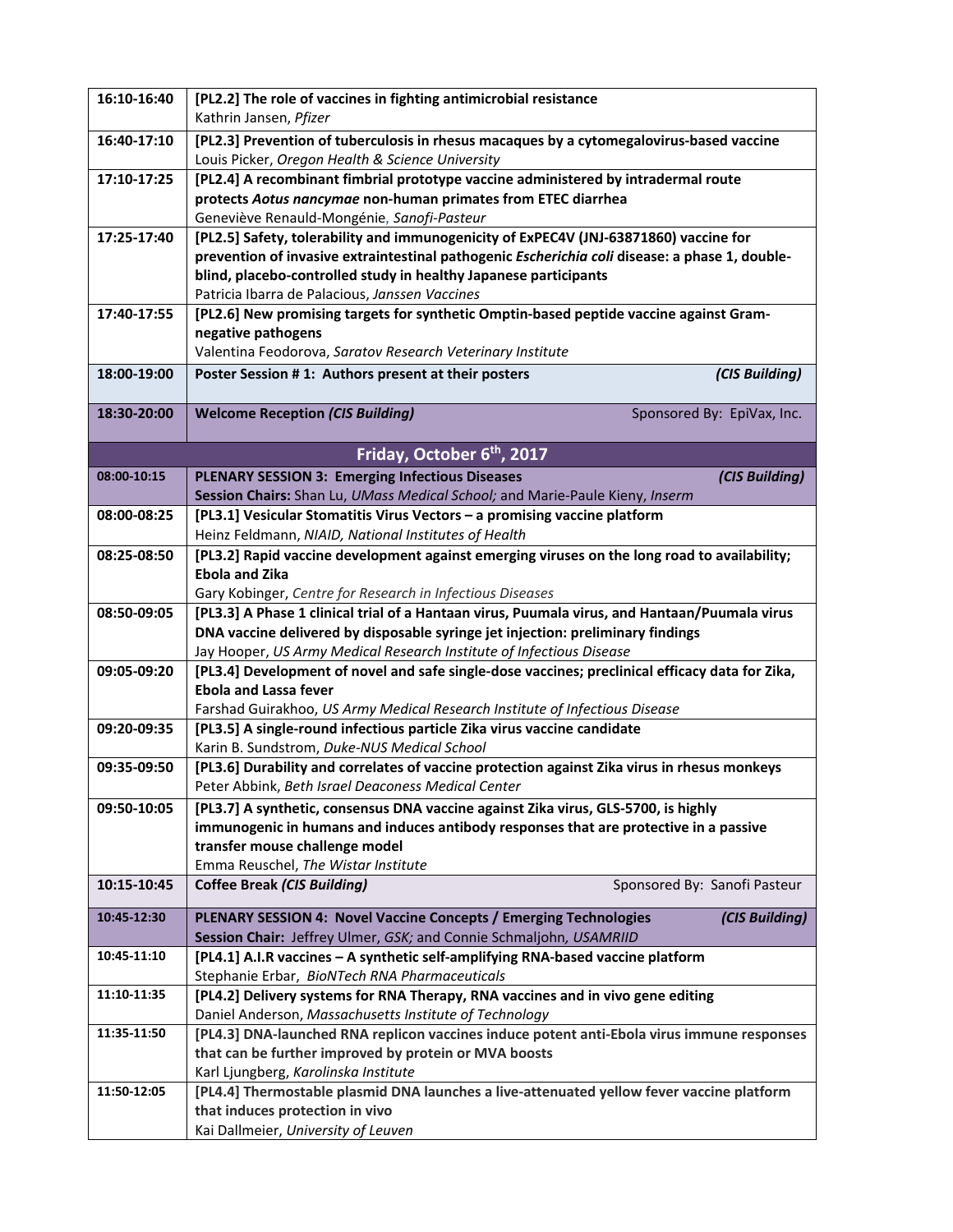| | |
|---|---|
| **16:10-16:40** | **[PL2.2] The role of vaccines in fighting antimicrobial resistance**<br>Kathrin Jansen, *Pfizer* |
| **16:40-17:10** | **[PL2.3] Prevention of tuberculosis in rhesus macaques by a cytomegalovirus-based vaccine**<br>Louis Picker, *Oregon Health & Science University* |
| **17:10-17:25** | **[PL2.4] A recombinant fimbrial prototype vaccine administered by intradermal route protects *Aotus nancymae* non-human primates from ETEC diarrhea**<br>Geneviève Renauld-Mongénie, *Sanofi-Pasteur* |
| **17:25-17:40** | **[PL2.5] Safety, tolerability and immunogenicity of ExPEC4V (JNJ-63871860) vaccine for prevention of invasive extraintestinal pathogenic *Escherichia coli* disease: a phase 1, double-blind, placebo-controlled study in healthy Japanese participants**<br>Patricia Ibarra de Palacious, *Janssen Vaccines* |
| **17:40-17:55** | **[PL2.6] New promising targets for synthetic Omptin-based peptide vaccine against Gram-negative pathogens**<br>Valentina Feodorova, *Saratov Research Veterinary Institute* |
| **18:00-19:00** | **Poster Session # 1: Authors present at their posters** ***(CIS Building)*** |
| **18:30-20:00** | **Welcome Reception *(CIS Building)*** Sponsored By: EpiVax, Inc. |
| | **Friday, October 6th, 2017** |
| **08:00-10:15** | **PLENARY SESSION 3: Emerging Infectious Diseases** ***(CIS Building)***<br>**Session Chairs:** Shan Lu, *UMass Medical School;* and Marie-Paule Kieny, *Inserm* |
| **08:00-08:25** | **[PL3.1] Vesicular Stomatitis Virus Vectors – a promising vaccine platform**<br>Heinz Feldmann, *NIAID, National Institutes of Health* |
| **08:25-08:50** | **[PL3.2] Rapid vaccine development against emerging viruses on the long road to availability; Ebola and Zika**<br>Gary Kobinger, *Centre for Research in Infectious Diseases* |
| **08:50-09:05** | **[PL3.3] A Phase 1 clinical trial of a Hantaan virus, Puumala virus, and Hantaan/Puumala virus DNA vaccine delivered by disposable syringe jet injection: preliminary findings**<br>Jay Hooper, *US Army Medical Research Institute of Infectious Disease* |
| **09:05-09:20** | **[PL3.4] Development of novel and safe single-dose vaccines; preclinical efficacy data for Zika, Ebola and Lassa fever**<br>Farshad Guirakhoo, *US Army Medical Research Institute of Infectious Disease* |
| **09:20-09:35** | **[PL3.5] A single-round infectious particle Zika virus vaccine candidate**<br>Karin B. Sundstrom, *Duke-NUS Medical School* |
| **09:35-09:50** | **[PL3.6] Durability and correlates of vaccine protection against Zika virus in rhesus monkeys**<br>Peter Abbink, *Beth Israel Deaconess Medical Center* |
| **09:50-10:05** | **[PL3.7] A synthetic, consensus DNA vaccine against Zika virus, GLS-5700, is highly immunogenic in humans and induces antibody responses that are protective in a passive transfer mouse challenge model**<br>Emma Reuschel, *The Wistar Institute* |
| **10:15-10:45** | **Coffee Break *(CIS Building)*** Sponsored By: Sanofi Pasteur |
| **10:45-12:30** | **PLENARY SESSION 4: Novel Vaccine Concepts / Emerging Technologies** ***(CIS Building)***<br>**Session Chair:** Jeffrey Ulmer, *GSK;* and Connie Schmaljohn*, USAMRIID* |
| **10:45-11:10** | **[PL4.1] A.I.R vaccines – A synthetic self-amplifying RNA-based vaccine platform**<br>Stephanie Erbar, *BioNTech RNA Pharmaceuticals* |
| **11:10-11:35** | **[PL4.2] Delivery systems for RNA Therapy, RNA vaccines and in vivo gene editing**<br>Daniel Anderson, *Massachusetts Institute of Technology* |
| **11:35-11:50** | **[PL4.3] DNA-launched RNA replicon vaccines induce potent anti-Ebola virus immune responses that can be further improved by protein or MVA boosts**<br>Karl Ljungberg, *Karolinska Institute* |
| **11:50-12:05** | **[PL4.4] Thermostable plasmid DNA launches a live-attenuated yellow fever vaccine platform that induces protection in vivo**<br>Kai Dallmeier, *University of Leuven* |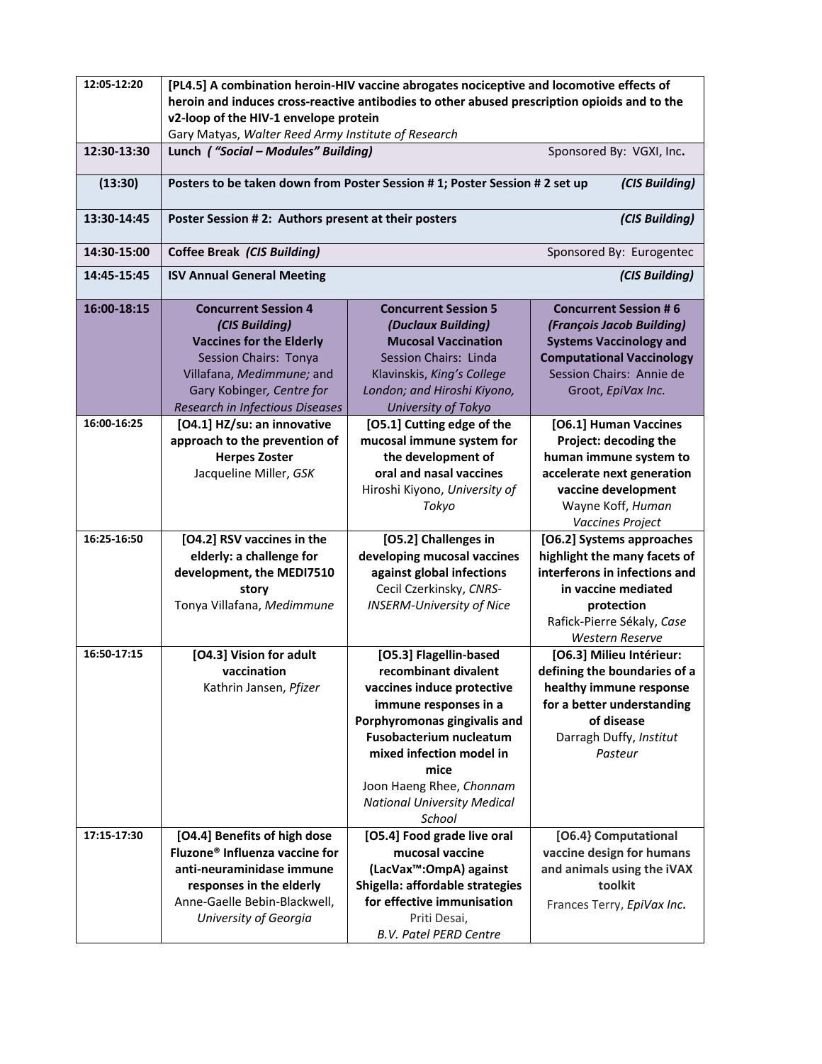| | | | |
|---|---|---|---|
| 12:05-12:20 | **[PL4.5] A combination heroin-HIV vaccine abrogates nociceptive and locomotive effects of heroin and induces cross-reactive antibodies to other abused prescription opioids and to the v2-loop of the HIV-1 envelope protein** Gary Matyas, *Walter Reed Army Institute of Research* | | |
| 12:30-13:30 | **Lunch *( "Social – Modules" Building)*** Sponsored By: VGXI, Inc**.** | | |
| (13:30) | **Posters to be taken down from Poster Session # 1; Poster Session # 2 set up *(CIS Building)*** | | |
| 13:30-14:45 | **Poster Session # 2: Authors present at their posters *(CIS Building)*** | | |
| 14:30-15:00 | **Coffee Break *(CIS Building)*** Sponsored By: Eurogentec | | |
| 14:45-15:45 | **ISV Annual General Meeting *(CIS Building)*** | | |
| 16:00-18:15 | **Concurrent Session 4** ***(CIS Building)*** **Vaccines for the Elderly** Session Chairs: Tonya Villafana, *Medimmune;* and Gary Kobinger, *Centre for Research in Infectious Diseases* | **Concurrent Session 5** ***(Duclaux Building)*** **Mucosal Vaccination** Session Chairs: Linda Klavinskis, *King's College London; and Hiroshi Kiyono, University of Tokyo* | **Concurrent Session # 6** ***(François Jacob Building)*** **Systems Vaccinology and Computational Vaccinology** Session Chairs: Annie de Groot, *EpiVax Inc.* |
| 16:00-16:25 | **[O4.1] HZ/su: an innovative approach to the prevention of Herpes Zoster** Jacqueline Miller, *GSK* | **[O5.1] Cutting edge of the mucosal immune system for the development of oral and nasal vaccines** Hiroshi Kiyono, *University of Tokyo* | **[O6.1] Human Vaccines Project: decoding the human immune system to accelerate next generation vaccine development** Wayne Koff, *Human Vaccines Project* |
| 16:25-16:50 | **[O4.2] RSV vaccines in the elderly: a challenge for development, the MEDI7510 story** Tonya Villafana, *Medimmune* | **[O5.2] Challenges in developing mucosal vaccines against global infections** Cecil Czerkinsky, *CNRS-INSERM-University of Nice* | **[O6.2] Systems approaches highlight the many facets of interferons in infections and in vaccine mediated protection** Rafick-Pierre Sékaly, *Case Western Reserve* |
| 16:50-17:15 | **[O4.3] Vision for adult vaccination** Kathrin Jansen, *Pfizer* | **[O5.3] Flagellin-based recombinant divalent vaccines induce protective immune responses in a Porphyromonas gingivalis and Fusobacterium nucleatum mixed infection model in mice** Joon Haeng Rhee, *Chonnam National University Medical School* | **[O6.3] Milieu Intérieur: defining the boundaries of a healthy immune response for a better understanding of disease** Darragh Duffy, *Institut Pasteur* |
| 17:15-17:30 | **[O4.4] Benefits of high dose Fluzone® Influenza vaccine for anti-neuraminidase immune responses in the elderly** Anne-Gaelle Bebin-Blackwell, *University of Georgia* | **[O5.4] Food grade live oral mucosal vaccine (LacVax™:OmpA) against Shigella: affordable strategies for effective immunisation** Priti Desai, *B.V. Patel PERD Centre* | **[O6.4} Computational vaccine design for humans and animals using the iVAX toolkit** Frances Terry, *EpiVax Inc.* |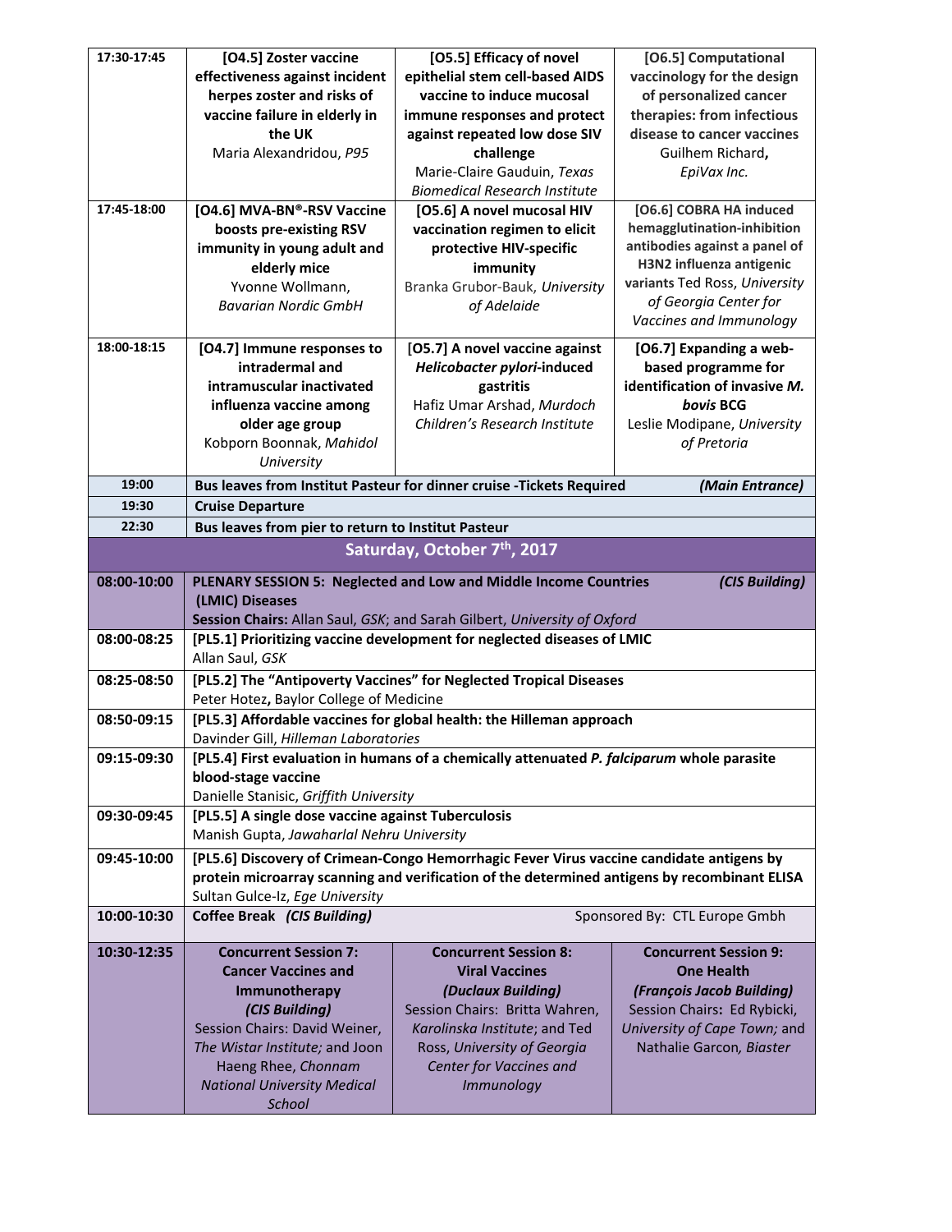| | | | |
|---|---|---|---|
| 17:30-17:45 | **[O4.5] Zoster vaccine effectiveness against incident herpes zoster and risks of vaccine failure in elderly in the UK**<br>Maria Alexandridou, *P95* | **[O5.5] Efficacy of novel epithelial stem cell-based AIDS vaccine to induce mucosal immune responses and protect against repeated low dose SIV challenge**<br>Marie-Claire Gauduin, *Texas Biomedical Research Institute* | **[O6.5] Computational vaccinology for the design of personalized cancer therapies: from infectious disease to cancer vaccines**<br>Guilhem Richard**,** *EpiVax Inc.* |
| 17:45-18:00 | **[O4.6] MVA-BN®-RSV Vaccine boosts pre-existing RSV immunity in young adult and elderly mice**<br>Yvonne Wollmann, *Bavarian Nordic GmbH* | **[O5.6] A novel mucosal HIV vaccination regimen to elicit protective HIV-specific immunity**<br>Branka Grubor-Bauk, *University of Adelaide* | **[O6.6] COBRA HA induced hemagglutination-inhibition antibodies against a panel of H3N2 influenza antigenic variants** Ted Ross, *University of Georgia Center for Vaccines and Immunology* |
| 18:00-18:15 | **[O4.7] Immune responses to intradermal and intramuscular inactivated influenza vaccine among older age group**<br>Kobporn Boonnak, *Mahidol University* | **[O5.7] A novel vaccine against *Helicobacter pylori*-induced gastritis**<br>Hafiz Umar Arshad, *Murdoch Children's Research Institute* | **[O6.7] Expanding a web-based programme for identification of invasive *M. bovis* BCG**<br>Leslie Modipane, *University of Pretoria* |
| 19:00 | **Bus leaves from Institut Pasteur for dinner cruise -Tickets Required** ***(Main Entrance)*** | | |
| 19:30 | **Cruise Departure** | | |
| 22:30 | **Bus leaves from pier to return to Institut Pasteur** | | |
| | **Saturday, October 7th, 2017** | | |
| 08:00-10:00 | **PLENARY SESSION 5: Neglected and Low and Middle Income Countries (LMIC) Diseases** ***(CIS Building)***<br>**Session Chairs:** Allan Saul, *GSK*; and Sarah Gilbert, *University of Oxford* | | |
| 08:00-08:25 | **[PL5.1] Prioritizing vaccine development for neglected diseases of LMIC**<br>Allan Saul, *GSK* | | |
| 08:25-08:50 | **[PL5.2] The "Antipoverty Vaccines" for Neglected Tropical Diseases**<br>Peter Hotez**,** Baylor College of Medicine | | |
| 08:50-09:15 | **[PL5.3] Affordable vaccines for global health: the Hilleman approach**<br>Davinder Gill, *Hilleman Laboratories* | | |
| 09:15-09:30 | **[PL5.4] First evaluation in humans of a chemically attenuated *P. falciparum* whole parasite blood-stage vaccine**<br>Danielle Stanisic, *Griffith University* | | |
| 09:30-09:45 | **[PL5.5] A single dose vaccine against Tuberculosis**<br>Manish Gupta, *Jawaharlal Nehru University* | | |
| 09:45-10:00 | **[PL5.6] Discovery of Crimean-Congo Hemorrhagic Fever Virus vaccine candidate antigens by protein microarray scanning and verification of the determined antigens by recombinant ELISA**<br>Sultan Gulce-Iz, *Ege University* | | |
| 10:00-10:30 | **Coffee Break** ***(CIS Building)*** Sponsored By: CTL Europe Gmbh | | |
| 10:30-12:35 | **Concurrent Session 7: Cancer Vaccines and Immunotherapy** ***(CIS Building)***<br>Session Chairs: David Weiner, *The Wistar Institute;* and Joon Haeng Rhee, *Chonnam National University Medical School* | **Concurrent Session 8: Viral Vaccines** ***(Duclaux Building)***<br>Session Chairs: Britta Wahren, *Karolinska Institute*; and Ted Ross, *University of Georgia Center for Vaccines and Immunology* | **Concurrent Session 9: One Health** ***(François Jacob Building)***<br>Session Chairs**:** Ed Rybicki, *University of Cape Town;* and Nathalie Garcon*, Biaster* |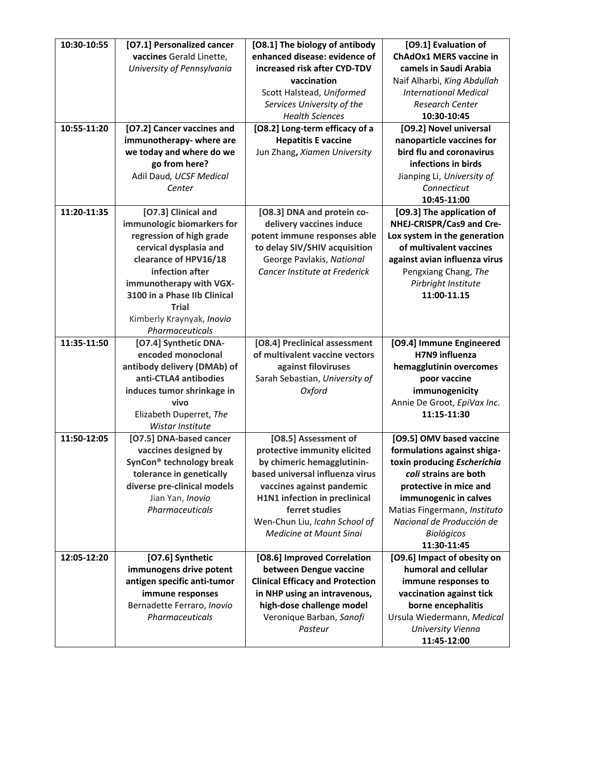| | | | |
|---|---|---|---|
| 10:30-10:55 | **[O7.1] Personalized cancer vaccines** Gerald Linette, *University of Pennsylvania* | **[O8.1] The biology of antibody enhanced disease: evidence of increased risk after CYD-TDV vaccination** Scott Halstead, *Uniformed Services University of the Health Sciences* | **[O9.1] Evaluation of ChAdOx1 MERS vaccine in camels in Saudi Arabia** Naif Alharbi, *King Abdullah International Medical Research Center* **10:30-10:45** |
| 10:55-11:20 | **[O7.2] Cancer vaccines and immunotherapy- where are we today and where do we go from here?** Adil Daud*, UCSF Medical Center* | **[O8.2] Long-term efficacy of a Hepatitis E vaccine** Jun Zhang**,** *Xiamen University* | **[O9.2] Novel universal nanoparticle vaccines for bird flu and coronavirus infections in birds** Jianping Li, *University of Connecticut* **10:45-11:00** |
| 11:20-11:35 | **[O7.3] Clinical and immunologic biomarkers for regression of high grade cervical dysplasia and clearance of HPV16/18 infection after immunotherapy with VGX-3100 in a Phase IIb Clinical Trial** Kimberly Kraynyak, *Inovio Pharmaceuticals* | **[O8.3] DNA and protein co-delivery vaccines induce potent immune responses able to delay SIV/SHIV acquisition** George Pavlakis, *National Cancer Institute at Frederick* | **[O9.3] The application of NHEJ-CRISPR/Cas9 and Cre-Lox system in the generation of multivalent vaccines against avian influenza virus** Pengxiang Chang, *The Pirbright Institute* **11:00-11.15** |
| 11:35-11:50 | **[O7.4] Synthetic DNA-encoded monoclonal antibody delivery (DMAb) of anti-CTLA4 antibodies induces tumor shrinkage in vivo** Elizabeth Duperret, *The Wistar Institute* | **[O8.4] Preclinical assessment of multivalent vaccine vectors against filoviruses** Sarah Sebastian, *University of Oxford* | **[O9.4] Immune Engineered H7N9 influenza hemagglutinin overcomes poor vaccine immunogenicity** Annie De Groot, *EpiVax Inc.* **11:15-11:30** |
| 11:50-12:05 | **[O7.5] DNA-based cancer vaccines designed by SynCon® technology break tolerance in genetically diverse pre-clinical models** Jian Yan, *Inovio Pharmaceuticals* | **[O8.5] Assessment of protective immunity elicited by chimeric hemagglutinin-based universal influenza virus vaccines against pandemic H1N1 infection in preclinical ferret studies** Wen-Chun Liu, *Icahn School of Medicine at Mount Sinai* | **[O9.5] OMV based vaccine formulations against shiga-toxin producing *Escherichia coli* strains are both protective in mice and immunogenic in calves** Matias Fingermann, *Instituto Nacional de Producción de Biológicos* **11:30-11:45** |
| 12:05-12:20 | **[O7.6] Synthetic immunogens drive potent antigen specific anti-tumor immune responses** Bernadette Ferraro, *Inovio Pharmaceuticals* | **[O8.6] Improved Correlation between Dengue vaccine Clinical Efficacy and Protection in NHP using an intravenous, high-dose challenge model** Veronique Barban, *Sanofi Pasteur* | **[O9.6] Impact of obesity on humoral and cellular immune responses to vaccination against tick borne encephalitis** Ursula Wiedermann, *Medical University Vienna* **11:45-12:00** |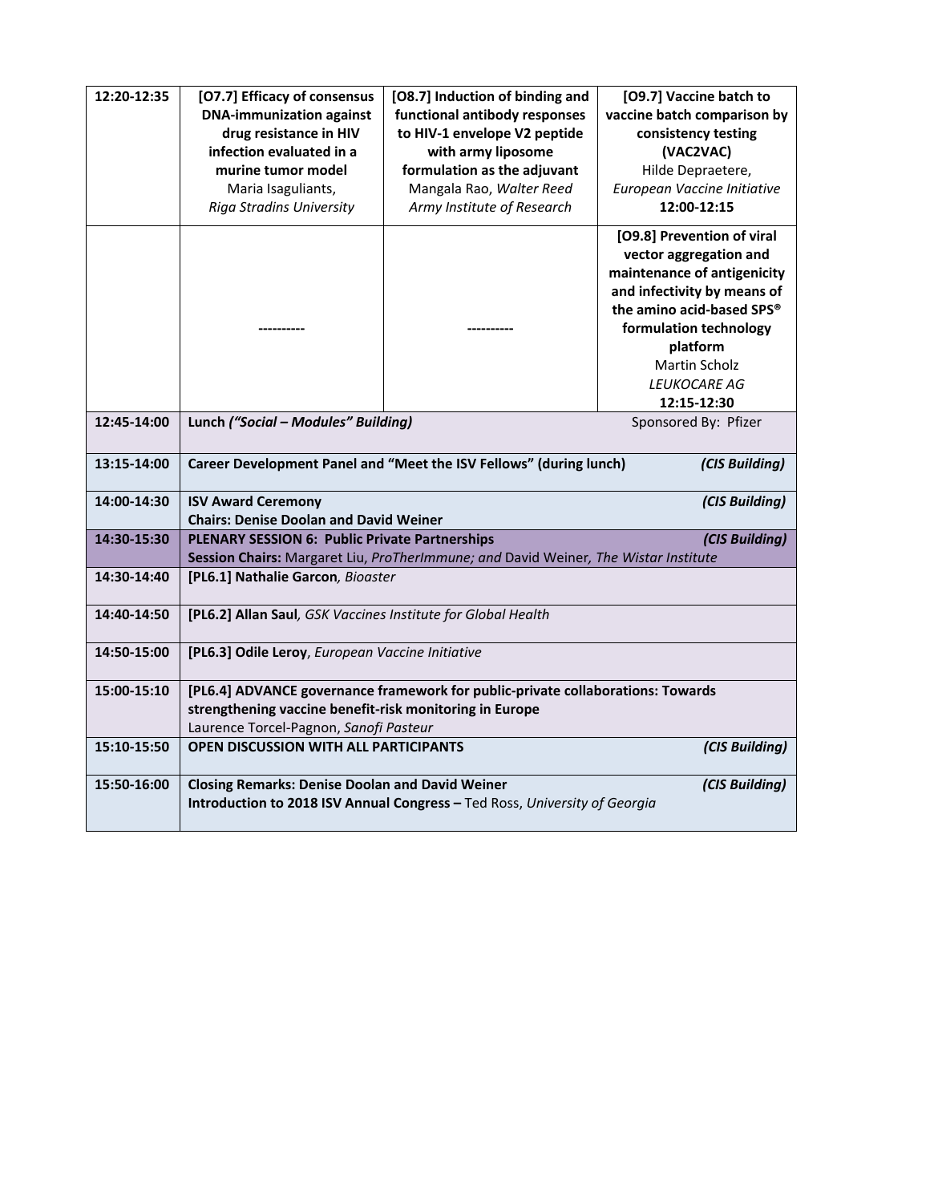| | | | |
|---|---|---|---|
| 12:20-12:35 | **[O7.7] Efficacy of consensus DNA-immunization against drug resistance in HIV infection evaluated in a murine tumor model**<br>Maria Isaguliants,<br>*Riga Stradins University* | **[O8.7] Induction of binding and functional antibody responses to HIV-1 envelope V2 peptide with army liposome formulation as the adjuvant**<br>Mangala Rao, *Walter Reed Army Institute of Research* | **[O9.7] Vaccine batch to vaccine batch comparison by consistency testing (VAC2VAC)**<br>Hilde Depraetere,<br>*European Vaccine Initiative*<br>**12:00-12:15** |
| | ---------- | ---------- | **[O9.8] Prevention of viral vector aggregation and maintenance of antigenicity and infectivity by means of the amino acid-based SPS® formulation technology platform**<br>Martin Scholz<br>*LEUKOCARE AG*<br>**12:15-12:30** |
| 12:45-14:00 | **Lunch *("Social – Modules" Building)*** Sponsored By: Pfizer | | |
| 13:15-14:00 | **Career Development Panel and "Meet the ISV Fellows" (during lunch)** ***(CIS Building)*** | | |
| 14:00-14:30 | **ISV Award Ceremony** ***(CIS Building)***<br>**Chairs: Denise Doolan and David Weiner** | | |
| 14:30-15:30 | **PLENARY SESSION 6: Public Private Partnerships** ***(CIS Building)***<br>**Session Chairs:** Margaret Liu, *ProTherImmune; and* David Weiner, *The Wistar Institute* | | |
| 14:30-14:40 | **[PL6.1] Nathalie Garcon**, *Bioaster* | | |
| 14:40-14:50 | **[PL6.2] Allan Saul**, *GSK Vaccines Institute for Global Health* | | |
| 14:50-15:00 | **[PL6.3] Odile Leroy**, *European Vaccine Initiative* | | |
| 15:00-15:10 | **[PL6.4] ADVANCE governance framework for public-private collaborations: Towards strengthening vaccine benefit-risk monitoring in Europe**<br>Laurence Torcel-Pagnon, *Sanofi Pasteur* | | |
| 15:10-15:50 | **OPEN DISCUSSION WITH ALL PARTICIPANTS** ***(CIS Building)*** | | |
| 15:50-16:00 | **Closing Remarks: Denise Doolan and David Weiner** ***(CIS Building)***<br>**Introduction to 2018 ISV Annual Congress –** Ted Ross, *University of Georgia* | | |